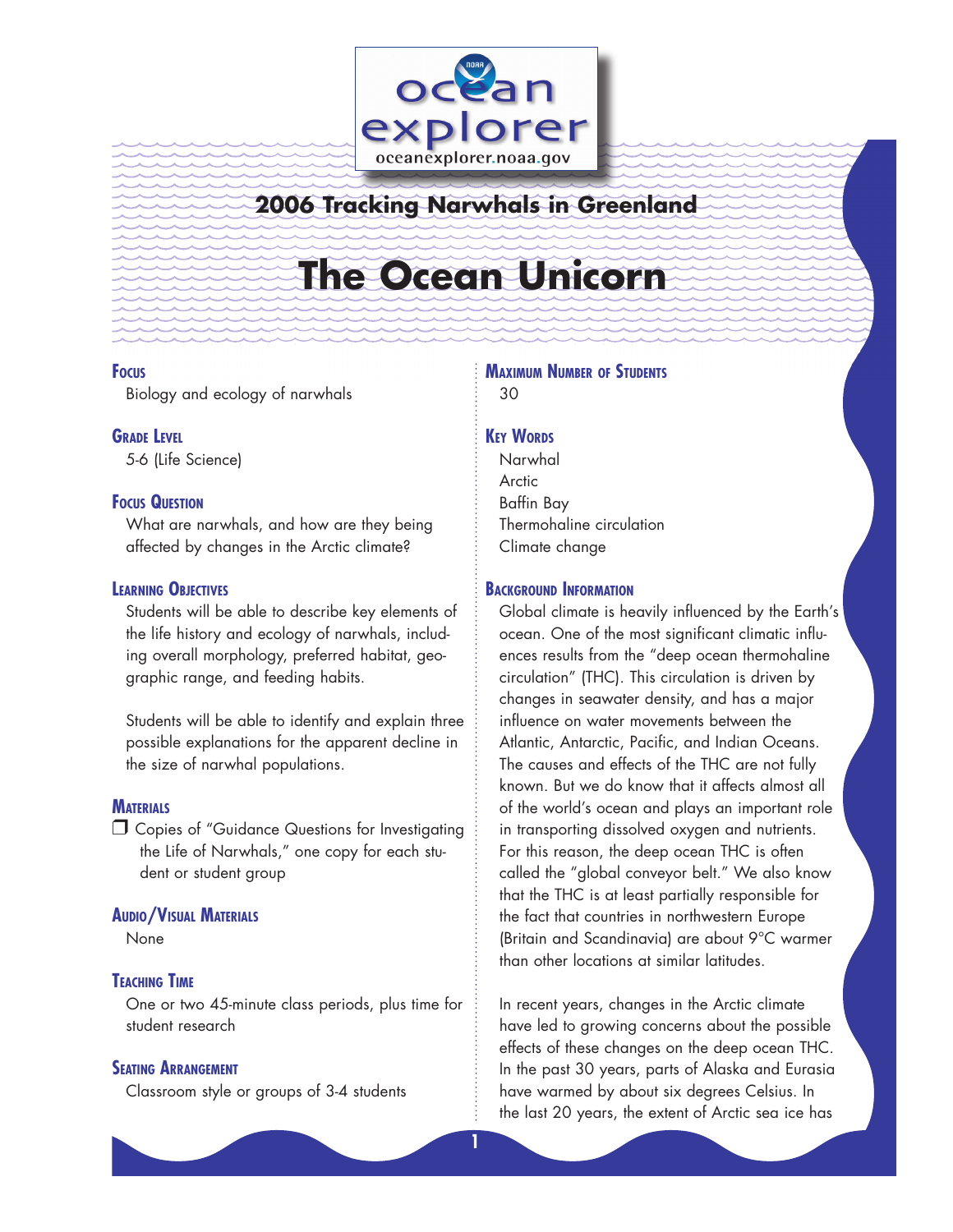# 2006 Tracking Narwhals in Greenland

# The Ocean Unicorn

## Focus

Biology and ecology of narwhals

## Grade Level

5-6 (Life Science)

## Focus Question

What are narwhals, and how are they being affected by changes in the Arctic climate?

## Learning Objectives

Students will be able to describe key elements of the life history and ecology of narwhals, including overall morphology, preferred habitat, geographic range, and feeding habits.

Students will be able to identify and explain three possible explanations for the apparent decline in the size of narwhal populations.

## Materials

❒ Copies of "Guidance Questions for Investigating the Life of Narwhals," one copy for each student or student group

## Audio/Visual Materials

None

## Teaching Time

One or two 45-minute class periods, plus time for student research

## Seating Arrangement

Classroom style or groups of 3-4 students

## Maximum Number of Students

30

## Key Words

Narwhal
Arctic
Baffin Bay
Thermohaline circulation
Climate change

## Background Information

Global climate is heavily influenced by the Earth's ocean. One of the most significant climatic influences results from the "deep ocean thermohaline circulation" (THC). This circulation is driven by changes in seawater density, and has a major influence on water movements between the Atlantic, Antarctic, Pacific, and Indian Oceans. The causes and effects of the THC are not fully known. But we do know that it affects almost all of the world's ocean and plays an important role in transporting dissolved oxygen and nutrients. For this reason, the deep ocean THC is often called the "global conveyor belt." We also know that the THC is at least partially responsible for the fact that countries in northwestern Europe (Britain and Scandinavia) are about 9°C warmer than other locations at similar latitudes.

In recent years, changes in the Arctic climate have led to growing concerns about the possible effects of these changes on the deep ocean THC. In the past 30 years, parts of Alaska and Eurasia have warmed by about six degrees Celsius. In the last 20 years, the extent of Arctic sea ice has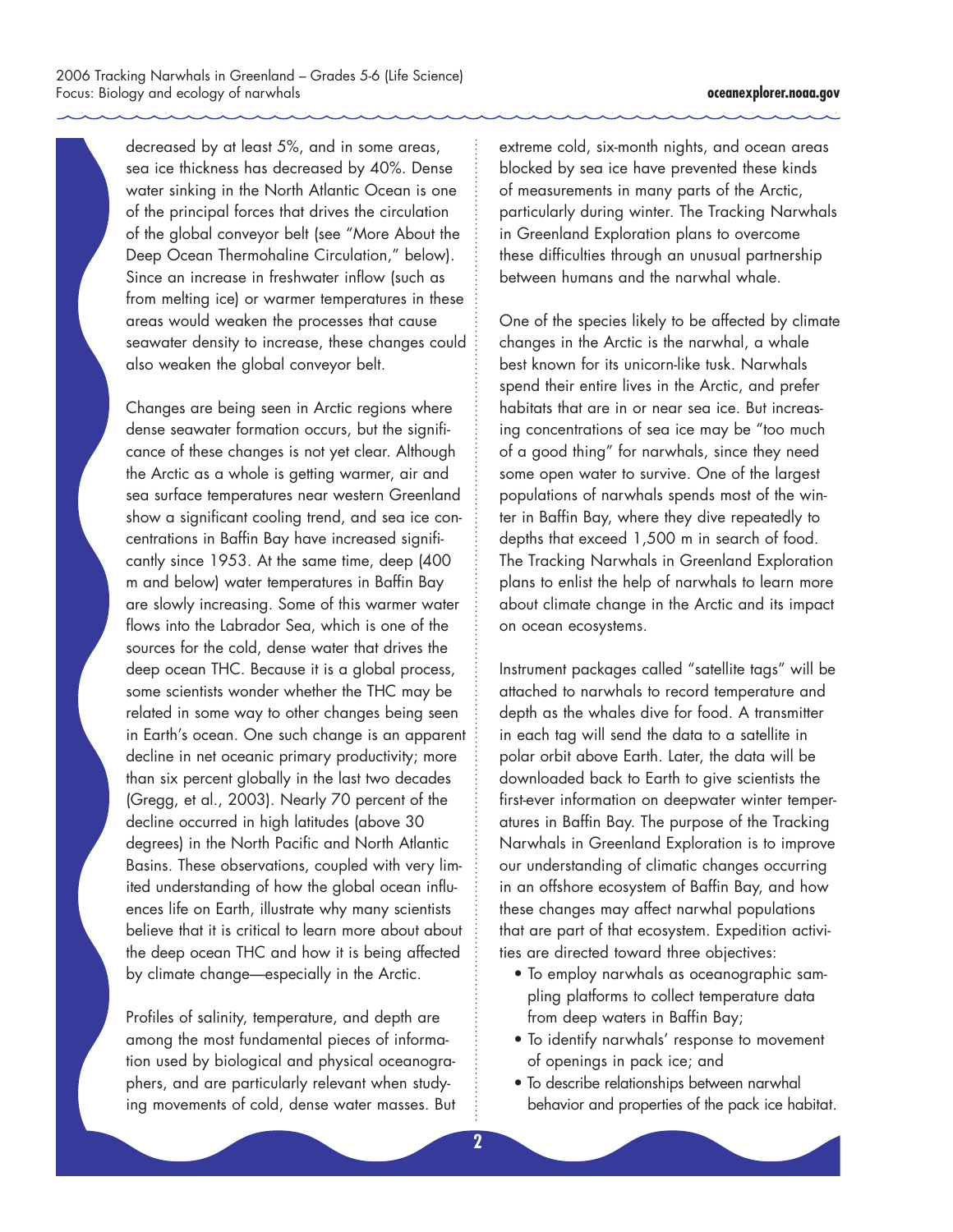decreased by at least 5%, and in some areas, sea ice thickness has decreased by 40%. Dense water sinking in the North Atlantic Ocean is one of the principal forces that drives the circulation of the global conveyor belt (see "More About the Deep Ocean Thermohaline Circulation," below). Since an increase in freshwater inflow (such as from melting ice) or warmer temperatures in these areas would weaken the processes that cause seawater density to increase, these changes could also weaken the global conveyor belt.

Changes are being seen in Arctic regions where dense seawater formation occurs, but the significance of these changes is not yet clear. Although the Arctic as a whole is getting warmer, air and sea surface temperatures near western Greenland show a significant cooling trend, and sea ice concentrations in Baffin Bay have increased significantly since 1953. At the same time, deep (400 m and below) water temperatures in Baffin Bay are slowly increasing. Some of this warmer water flows into the Labrador Sea, which is one of the sources for the cold, dense water that drives the deep ocean THC. Because it is a global process, some scientists wonder whether the THC may be related in some way to other changes being seen in Earth's ocean. One such change is an apparent decline in net oceanic primary productivity; more than six percent globally in the last two decades (Gregg, et al., 2003). Nearly 70 percent of the decline occurred in high latitudes (above 30 degrees) in the North Pacific and North Atlantic Basins. These observations, coupled with very limited understanding of how the global ocean influences life on Earth, illustrate why many scientists believe that it is critical to learn more about about the deep ocean THC and how it is being affected by climate change—especially in the Arctic.

Profiles of salinity, temperature, and depth are among the most fundamental pieces of information used by biological and physical oceanographers, and are particularly relevant when studying movements of cold, dense water masses. But extreme cold, six-month nights, and ocean areas blocked by sea ice have prevented these kinds of measurements in many parts of the Arctic, particularly during winter. The Tracking Narwhals in Greenland Exploration plans to overcome these difficulties through an unusual partnership between humans and the narwhal whale.

One of the species likely to be affected by climate changes in the Arctic is the narwhal, a whale best known for its unicorn-like tusk. Narwhals spend their entire lives in the Arctic, and prefer habitats that are in or near sea ice. But increasing concentrations of sea ice may be "too much of a good thing" for narwhals, since they need some open water to survive. One of the largest populations of narwhals spends most of the winter in Baffin Bay, where they dive repeatedly to depths that exceed 1,500 m in search of food. The Tracking Narwhals in Greenland Exploration plans to enlist the help of narwhals to learn more about climate change in the Arctic and its impact on ocean ecosystems.

Instrument packages called "satellite tags" will be attached to narwhals to record temperature and depth as the whales dive for food. A transmitter in each tag will send the data to a satellite in polar orbit above Earth. Later, the data will be downloaded back to Earth to give scientists the first-ever information on deepwater winter temperatures in Baffin Bay. The purpose of the Tracking Narwhals in Greenland Exploration is to improve our understanding of climatic changes occurring in an offshore ecosystem of Baffin Bay, and how these changes may affect narwhal populations that are part of that ecosystem. Expedition activities are directed toward three objectives:

- To employ narwhals as oceanographic sampling platforms to collect temperature data from deep waters in Baffin Bay;
- To identify narwhals' response to movement of openings in pack ice; and
- To describe relationships between narwhal behavior and properties of the pack ice habitat.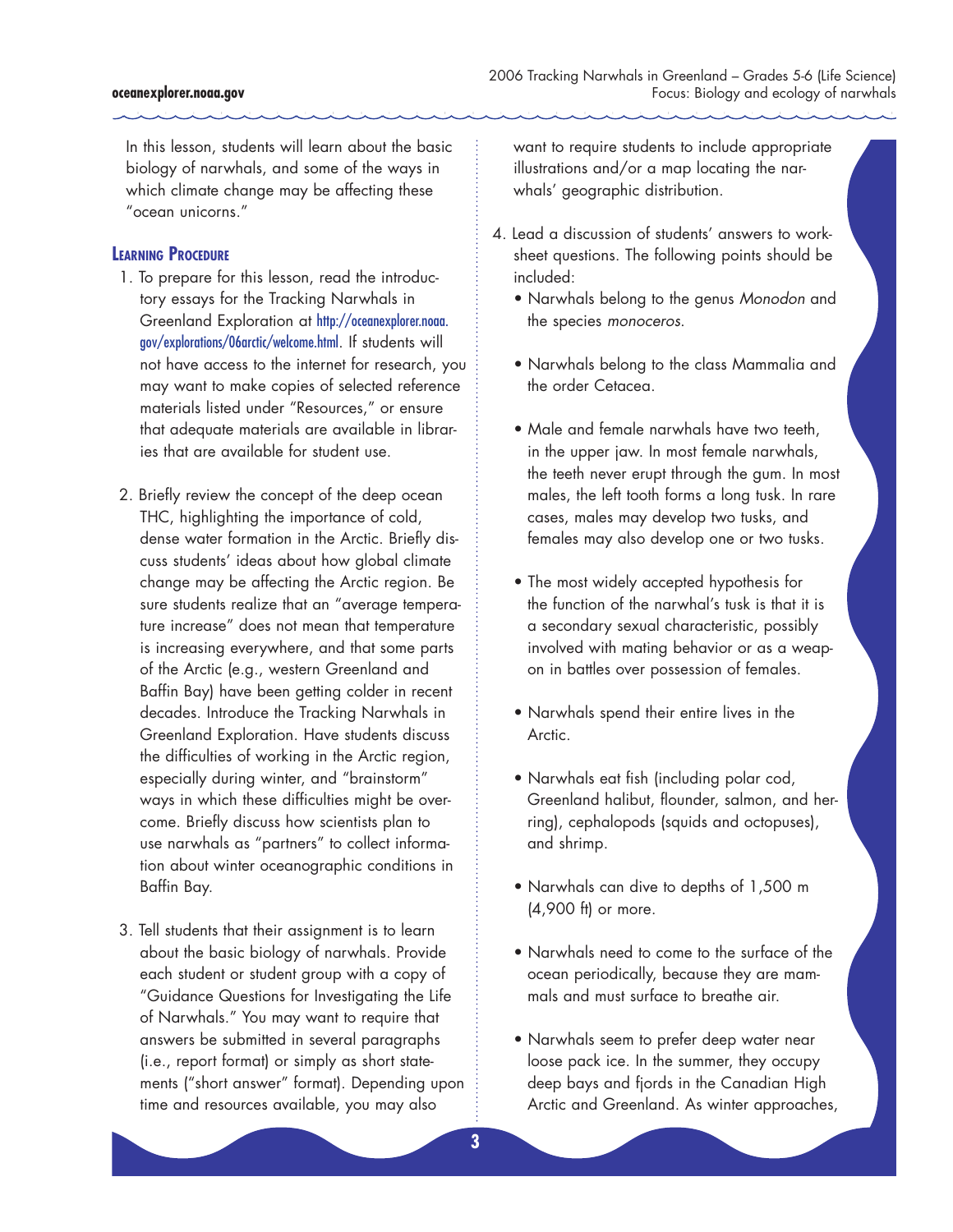In this lesson, students will learn about the basic biology of narwhals, and some of the ways in which climate change may be affecting these "ocean unicorns."

## Learning Procedure

1. To prepare for this lesson, read the introductory essays for the Tracking Narwhals in Greenland Exploration at http://oceanexplorer.noaa.gov/explorations/06arctic/welcome.html. If students will not have access to the internet for research, you may want to make copies of selected reference materials listed under "Resources," or ensure that adequate materials are available in libraries that are available for student use.

2. Briefly review the concept of the deep ocean THC, highlighting the importance of cold, dense water formation in the Arctic. Briefly discuss students' ideas about how global climate change may be affecting the Arctic region. Be sure students realize that an "average temperature increase" does not mean that temperature is increasing everywhere, and that some parts of the Arctic (e.g., western Greenland and Baffin Bay) have been getting colder in recent decades. Introduce the Tracking Narwhals in Greenland Exploration. Have students discuss the difficulties of working in the Arctic region, especially during winter, and "brainstorm" ways in which these difficulties might be overcome. Briefly discuss how scientists plan to use narwhals as "partners" to collect information about winter oceanographic conditions in Baffin Bay.

3. Tell students that their assignment is to learn about the basic biology of narwhals. Provide each student or student group with a copy of "Guidance Questions for Investigating the Life of Narwhals." You may want to require that answers be submitted in several paragraphs (i.e., report format) or simply as short statements ("short answer" format). Depending upon time and resources available, you may also want to require students to include appropriate illustrations and/or a map locating the narwhals' geographic distribution.

4. Lead a discussion of students' answers to worksheet questions. The following points should be included:
   - Narwhals belong to the genus *Monodon* and the species *monoceros*.
   - Narwhals belong to the class Mammalia and the order Cetacea.
   - Male and female narwhals have two teeth, in the upper jaw. In most female narwhals, the teeth never erupt through the gum. In most males, the left tooth forms a long tusk. In rare cases, males may develop two tusks, and females may also develop one or two tusks.
   - The most widely accepted hypothesis for the function of the narwhal's tusk is that it is a secondary sexual characteristic, possibly involved with mating behavior or as a weapon in battles over possession of females.
   - Narwhals spend their entire lives in the Arctic.
   - Narwhals eat fish (including polar cod, Greenland halibut, flounder, salmon, and herring), cephalopods (squids and octopuses), and shrimp.
   - Narwhals can dive to depths of 1,500 m (4,900 ft) or more.
   - Narwhals need to come to the surface of the ocean periodically, because they are mammals and must surface to breathe air.
   - Narwhals seem to prefer deep water near loose pack ice. In the summer, they occupy deep bays and fjords in the Canadian High Arctic and Greenland. As winter approaches,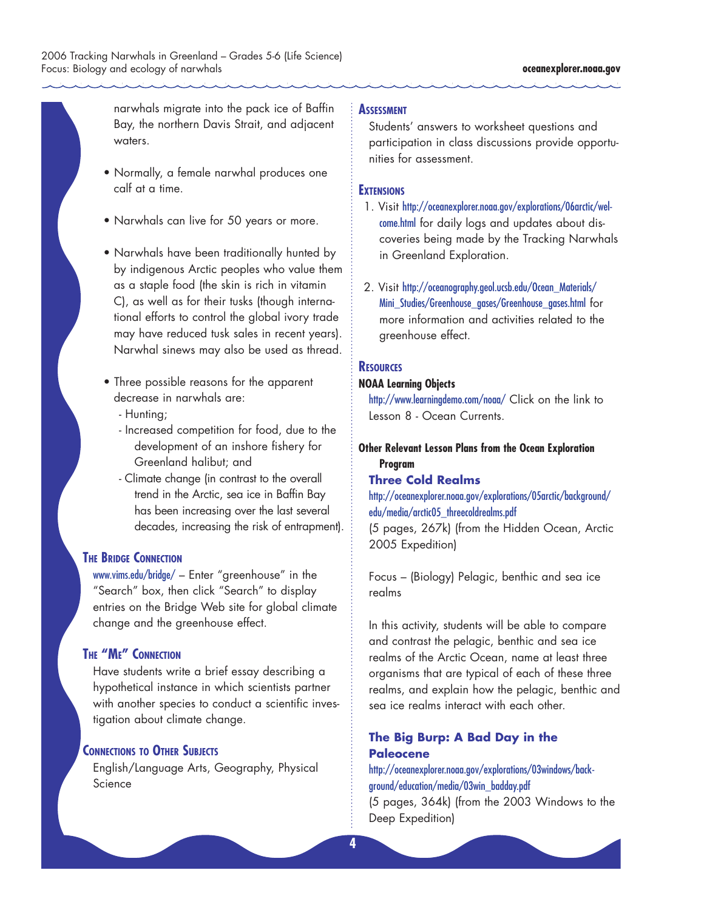narwhals migrate into the pack ice of Baffin Bay, the northern Davis Strait, and adjacent waters.

- Normally, a female narwhal produces one calf at a time.
- Narwhals can live for 50 years or more.
- Narwhals have been traditionally hunted by by indigenous Arctic peoples who value them as a staple food (the skin is rich in vitamin C), as well as for their tusks (though international efforts to control the global ivory trade may have reduced tusk sales in recent years). Narwhal sinews may also be used as thread.
- Three possible reasons for the apparent decrease in narwhals are:
  - Hunting;
  - Increased competition for food, due to the development of an inshore fishery for Greenland halibut; and
  - Climate change (in contrast to the overall trend in the Arctic, sea ice in Baffin Bay has been increasing over the last several decades, increasing the risk of entrapment).

## The Bridge Connection

www.vims.edu/bridge/ – Enter "greenhouse" in the "Search" box, then click "Search" to display entries on the Bridge Web site for global climate change and the greenhouse effect.

## The "Me" Connection

Have students write a brief essay describing a hypothetical instance in which scientists partner with another species to conduct a scientific investigation about climate change.

## Connections to Other Subjects

English/Language Arts, Geography, Physical Science

## Assessment

Students' answers to worksheet questions and participation in class discussions provide opportunities for assessment.

## Extensions

1. Visit http://oceanexplorer.noaa.gov/explorations/06arctic/welcome.html for daily logs and updates about discoveries being made by the Tracking Narwhals in Greenland Exploration.
2. Visit http://oceanography.geol.ucsb.edu/Ocean_Materials/Mini_Studies/Greenhouse_gases/Greenhouse_gases.html for more information and activities related to the greenhouse effect.

## Resources

**NOAA Learning Objects**

http://www.learningdemo.com/noaa/ Click on the link to Lesson 8 - Ocean Currents.

**Other Relevant Lesson Plans from the Ocean Exploration Program**

### Three Cold Realms

http://oceanexplorer.noaa.gov/explorations/05arctic/background/edu/media/arctic05_threecoldrealms.pdf

(5 pages, 267k) (from the Hidden Ocean, Arctic 2005 Expedition)

Focus – (Biology) Pelagic, benthic and sea ice realms

In this activity, students will be able to compare and contrast the pelagic, benthic and sea ice realms of the Arctic Ocean, name at least three organisms that are typical of each of these three realms, and explain how the pelagic, benthic and sea ice realms interact with each other.

### The Big Burp: A Bad Day in the Paleocene

http://oceanexplorer.noaa.gov/explorations/03windows/background/education/media/03win_badday.pdf

(5 pages, 364k) (from the 2003 Windows to the Deep Expedition)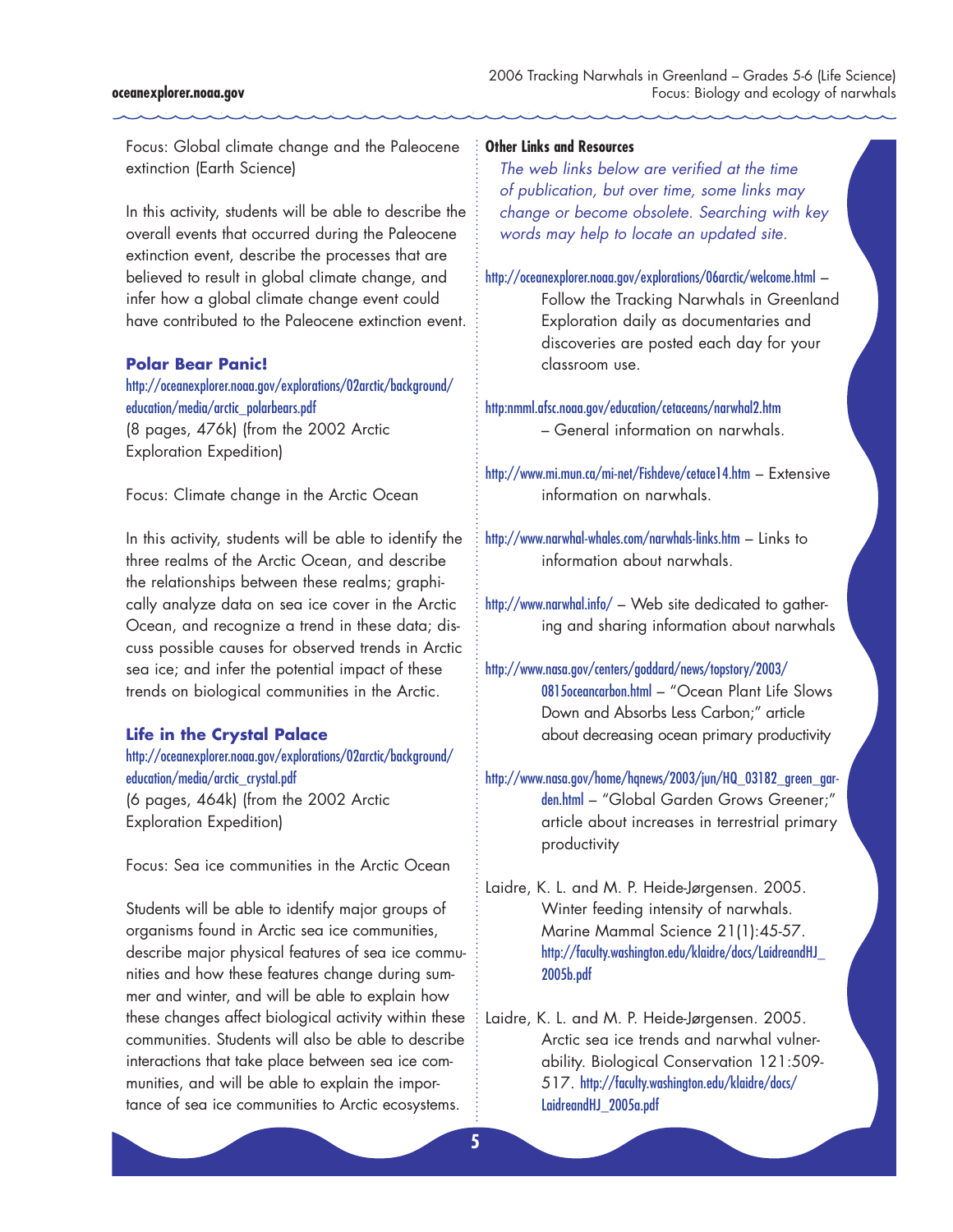Focus: Global climate change and the Paleocene extinction (Earth Science)

In this activity, students will be able to describe the overall events that occurred during the Paleocene extinction event, describe the processes that are believed to result in global climate change, and infer how a global climate change event could have contributed to the Paleocene extinction event.

### Polar Bear Panic!

http://oceanexplorer.noaa.gov/explorations/02arctic/background/education/media/arctic_polarbears.pdf
(8 pages, 476k) (from the 2002 Arctic Exploration Expedition)

Focus: Climate change in the Arctic Ocean

In this activity, students will be able to identify the three realms of the Arctic Ocean, and describe the relationships between these realms; graphically analyze data on sea ice cover in the Arctic Ocean, and recognize a trend in these data; discuss possible causes for observed trends in Arctic sea ice; and infer the potential impact of these trends on biological communities in the Arctic.

### Life in the Crystal Palace

http://oceanexplorer.noaa.gov/explorations/02arctic/background/education/media/arctic_crystal.pdf
(6 pages, 464k) (from the 2002 Arctic Exploration Expedition)

Focus: Sea ice communities in the Arctic Ocean

Students will be able to identify major groups of organisms found in Arctic sea ice communities, describe major physical features of sea ice communities and how these features change during summer and winter, and will be able to explain how these changes affect biological activity within these communities. Students will also be able to describe interactions that take place between sea ice communities, and will be able to explain the importance of sea ice communities to Arctic ecosystems.

### Other Links and Resources

*The web links below are verified at the time of publication, but over time, some links may change or become obsolete. Searching with key words may help to locate an updated site.*

http://oceanexplorer.noaa.gov/explorations/06arctic/welcome.html – Follow the Tracking Narwhals in Greenland Exploration daily as documentaries and discoveries are posted each day for your classroom use.

http:nmml.afsc.noaa.gov/education/cetaceans/narwhal2.htm – General information on narwhals.

http://www.mi.mun.ca/mi-net/Fishdeve/cetace14.htm – Extensive information on narwhals.

http://www.narwhal-whales.com/narwhals-links.htm – Links to information about narwhals.

http://www.narwhal.info/ – Web site dedicated to gathering and sharing information about narwhals

http://www.nasa.gov/centers/goddard/news/topstory/2003/0815oceancarbon.html – "Ocean Plant Life Slows Down and Absorbs Less Carbon;" article about decreasing ocean primary productivity

http://www.nasa.gov/home/hqnews/2003/jun/HQ_03182_green_garden.html – "Global Garden Grows Greener;" article about increases in terrestrial primary productivity

Laidre, K. L. and M. P. Heide-Jørgensen. 2005. Winter feeding intensity of narwhals. Marine Mammal Science 21(1):45-57. http://faculty.washington.edu/klaidre/docs/LaidreandHJ_2005b.pdf

Laidre, K. L. and M. P. Heide-Jørgensen. 2005. Arctic sea ice trends and narwhal vulnerability. Biological Conservation 121:509-517. http://faculty.washington.edu/klaidre/docs/LaidreandHJ_2005a.pdf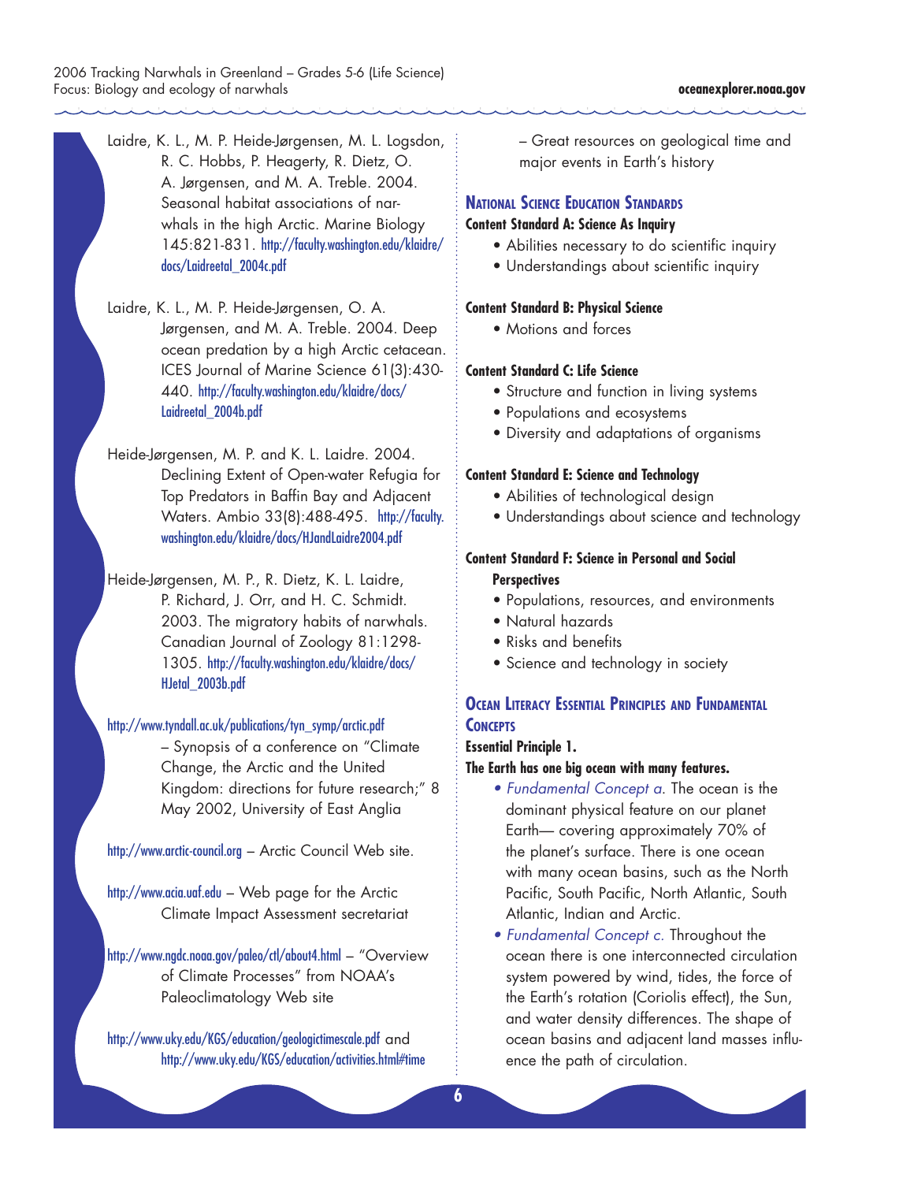Laidre, K. L., M. P. Heide-Jørgensen, M. L. Logsdon, R. C. Hobbs, P. Heagerty, R. Dietz, O. A. Jørgensen, and M. A. Treble. 2004. Seasonal habitat associations of narwhals in the high Arctic. Marine Biology 145:821-831. http://faculty.washington.edu/klaidre/docs/Laidreetal_2004c.pdf

Laidre, K. L., M. P. Heide-Jørgensen, O. A. Jørgensen, and M. A. Treble. 2004. Deep ocean predation by a high Arctic cetacean. ICES Journal of Marine Science 61(3):430-440. http://faculty.washington.edu/klaidre/docs/Laidreetal_2004b.pdf

Heide-Jørgensen, M. P. and K. L. Laidre. 2004. Declining Extent of Open-water Refugia for Top Predators in Baffin Bay and Adjacent Waters. Ambio 33(8):488-495. http://faculty.washington.edu/klaidre/docs/HJandLaidre2004.pdf

Heide-Jørgensen, M. P., R. Dietz, K. L. Laidre, P. Richard, J. Orr, and H. C. Schmidt. 2003. The migratory habits of narwhals. Canadian Journal of Zoology 81:1298-1305. http://faculty.washington.edu/klaidre/docs/HJetal_2003b.pdf

http://www.tyndall.ac.uk/publications/tyn_symp/arctic.pdf – Synopsis of a conference on "Climate Change, the Arctic and the United Kingdom: directions for future research;" 8 May 2002, University of East Anglia

http://www.arctic-council.org – Arctic Council Web site.

http://www.acia.uaf.edu – Web page for the Arctic Climate Impact Assessment secretariat

http://www.ngdc.noaa.gov/paleo/ctl/about4.html – "Overview of Climate Processes" from NOAA's Paleoclimatology Web site

http://www.uky.edu/KGS/education/geologictimescale.pdf and http://www.uky.edu/KGS/education/activities.html#time – Great resources on geological time and major events in Earth's history

## National Science Education Standards

**Content Standard A: Science As Inquiry**

- Abilities necessary to do scientific inquiry
- Understandings about scientific inquiry

**Content Standard B: Physical Science**

- Motions and forces

**Content Standard C: Life Science**

- Structure and function in living systems
- Populations and ecosystems
- Diversity and adaptations of organisms

**Content Standard E: Science and Technology**

- Abilities of technological design
- Understandings about science and technology

**Content Standard F: Science in Personal and Social Perspectives**

- Populations, resources, and environments
- Natural hazards
- Risks and benefits
- Science and technology in society

## Ocean Literacy Essential Principles and Fundamental Concepts

**Essential Principle 1.**

**The Earth has one big ocean with many features.**

- *Fundamental Concept a.* The ocean is the dominant physical feature on our planet Earth— covering approximately 70% of the planet's surface. There is one ocean with many ocean basins, such as the North Pacific, South Pacific, North Atlantic, South Atlantic, Indian and Arctic.
- *Fundamental Concept c.* Throughout the ocean there is one interconnected circulation system powered by wind, tides, the force of the Earth's rotation (Coriolis effect), the Sun, and water density differences. The shape of ocean basins and adjacent land masses influence the path of circulation.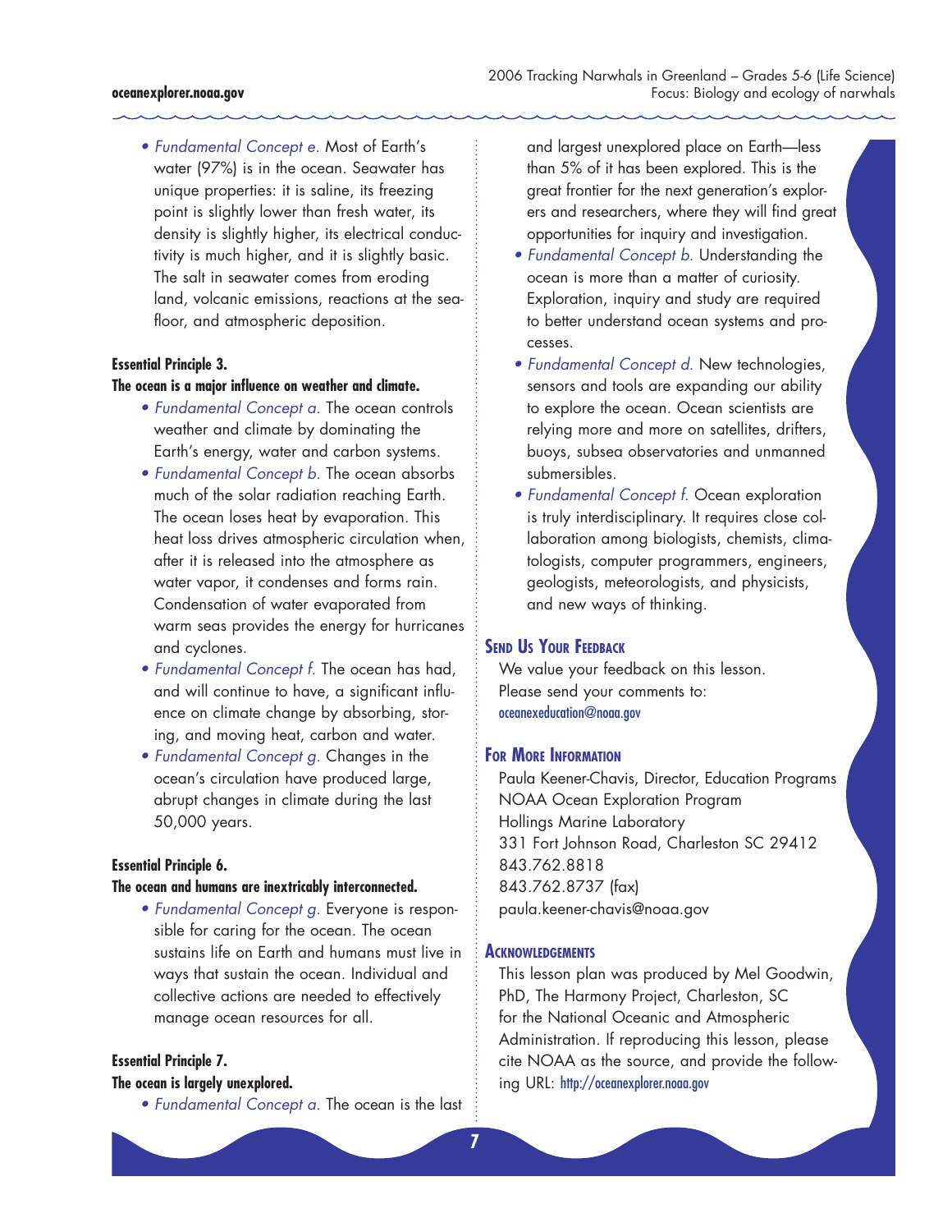- *Fundamental Concept e.* Most of Earth's water (97%) is in the ocean. Seawater has unique properties: it is saline, its freezing point is slightly lower than fresh water, its density is slightly higher, its electrical conductivity is much higher, and it is slightly basic. The salt in seawater comes from eroding land, volcanic emissions, reactions at the seafloor, and atmospheric deposition.

**Essential Principle 3.**
**The ocean is a major influence on weather and climate.**

- *Fundamental Concept a.* The ocean controls weather and climate by dominating the Earth's energy, water and carbon systems.
- *Fundamental Concept b.* The ocean absorbs much of the solar radiation reaching Earth. The ocean loses heat by evaporation. This heat loss drives atmospheric circulation when, after it is released into the atmosphere as water vapor, it condenses and forms rain. Condensation of water evaporated from warm seas provides the energy for hurricanes and cyclones.
- *Fundamental Concept f.* The ocean has had, and will continue to have, a significant influence on climate change by absorbing, storing, and moving heat, carbon and water.
- *Fundamental Concept g.* Changes in the ocean's circulation have produced large, abrupt changes in climate during the last 50,000 years.

**Essential Principle 6.**
**The ocean and humans are inextricably interconnected.**

- *Fundamental Concept g.* Everyone is responsible for caring for the ocean. The ocean sustains life on Earth and humans must live in ways that sustain the ocean. Individual and collective actions are needed to effectively manage ocean resources for all.

**Essential Principle 7.**
**The ocean is largely unexplored.**

- *Fundamental Concept a.* The ocean is the last and largest unexplored place on Earth—less than 5% of it has been explored. This is the great frontier for the next generation's explorers and researchers, where they will find great opportunities for inquiry and investigation.
- *Fundamental Concept b.* Understanding the ocean is more than a matter of curiosity. Exploration, inquiry and study are required to better understand ocean systems and processes.
- *Fundamental Concept d.* New technologies, sensors and tools are expanding our ability to explore the ocean. Ocean scientists are relying more and more on satellites, drifters, buoys, subsea observatories and unmanned submersibles.
- *Fundamental Concept f.* Ocean exploration is truly interdisciplinary. It requires close collaboration among biologists, chemists, climatologists, computer programmers, engineers, geologists, meteorologists, and physicists, and new ways of thinking.

## Send Us Your Feedback

We value your feedback on this lesson.
Please send your comments to:
oceanexeducation@noaa.gov

## For More Information

Paula Keener-Chavis, Director, Education Programs
NOAA Ocean Exploration Program
Hollings Marine Laboratory
331 Fort Johnson Road, Charleston SC 29412
843.762.8818
843.762.8737 (fax)
paula.keener-chavis@noaa.gov

## Acknowledgements

This lesson plan was produced by Mel Goodwin, PhD, The Harmony Project, Charleston, SC for the National Oceanic and Atmospheric Administration. If reproducing this lesson, please cite NOAA as the source, and provide the following URL: http://oceanexplorer.noaa.gov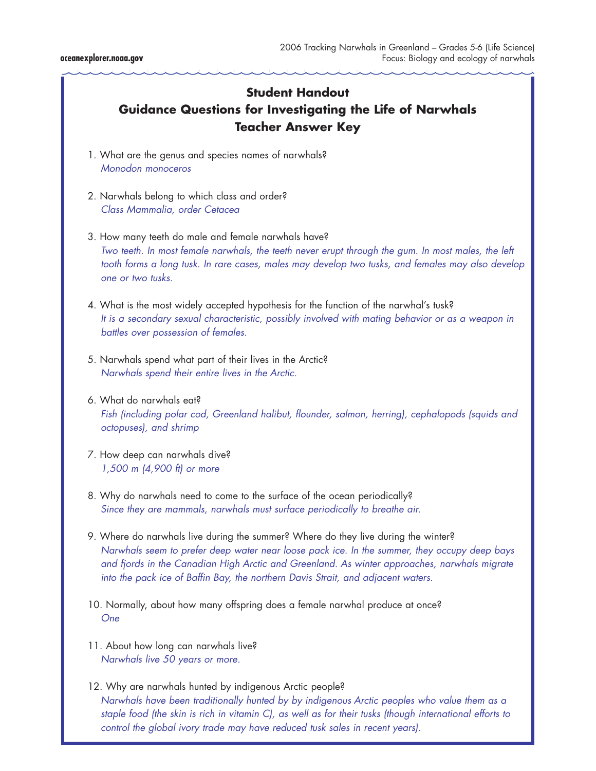## Student Handout
## Guidance Questions for Investigating the Life of Narwhals
## Teacher Answer Key

1. What are the genus and species names of narwhals?
   *Monodon monoceros*

2. Narwhals belong to which class and order?
   *Class Mammalia, order Cetacea*

3. How many teeth do male and female narwhals have?
   *Two teeth. In most female narwhals, the teeth never erupt through the gum. In most males, the left tooth forms a long tusk. In rare cases, males may develop two tusks, and females may also develop one or two tusks.*

4. What is the most widely accepted hypothesis for the function of the narwhal's tusk?
   *It is a secondary sexual characteristic, possibly involved with mating behavior or as a weapon in battles over possession of females.*

5. Narwhals spend what part of their lives in the Arctic?
   *Narwhals spend their entire lives in the Arctic.*

6. What do narwhals eat?
   *Fish (including polar cod, Greenland halibut, flounder, salmon, herring), cephalopods (squids and octopuses), and shrimp*

7. How deep can narwhals dive?
   *1,500 m (4,900 ft) or more*

8. Why do narwhals need to come to the surface of the ocean periodically?
   *Since they are mammals, narwhals must surface periodically to breathe air.*

9. Where do narwhals live during the summer? Where do they live during the winter?
   *Narwhals seem to prefer deep water near loose pack ice. In the summer, they occupy deep bays and fjords in the Canadian High Arctic and Greenland. As winter approaches, narwhals migrate into the pack ice of Baffin Bay, the northern Davis Strait, and adjacent waters.*

10. Normally, about how many offspring does a female narwhal produce at once?
    *One*

11. About how long can narwhals live?
    *Narwhals live 50 years or more.*

12. Why are narwhals hunted by indigenous Arctic people?
    *Narwhals have been traditionally hunted by by indigenous Arctic peoples who value them as a staple food (the skin is rich in vitamin C), as well as for their tusks (though international efforts to control the global ivory trade may have reduced tusk sales in recent years).*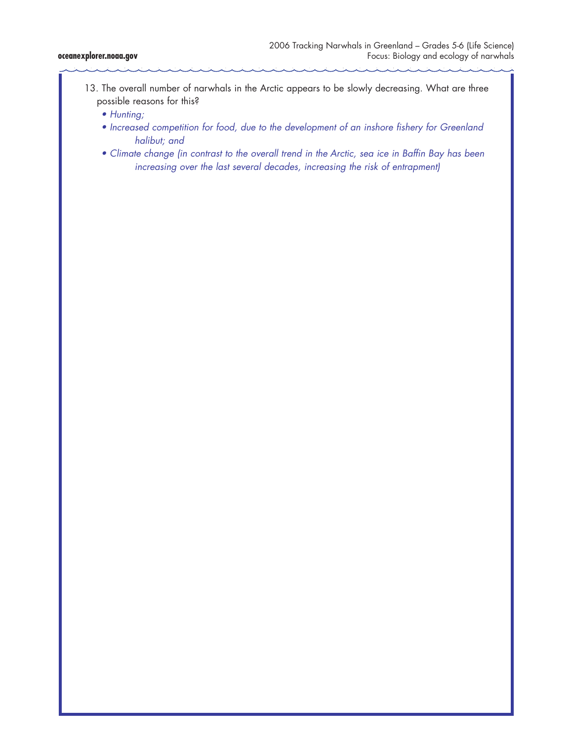13. The overall number of narwhals in the Arctic appears to be slowly decreasing. What are three possible reasons for this?
   - *Hunting;*
   - *Increased competition for food, due to the development of an inshore fishery for Greenland halibut; and*
   - *Climate change (in contrast to the overall trend in the Arctic, sea ice in Baffin Bay has been increasing over the last several decades, increasing the risk of entrapment)*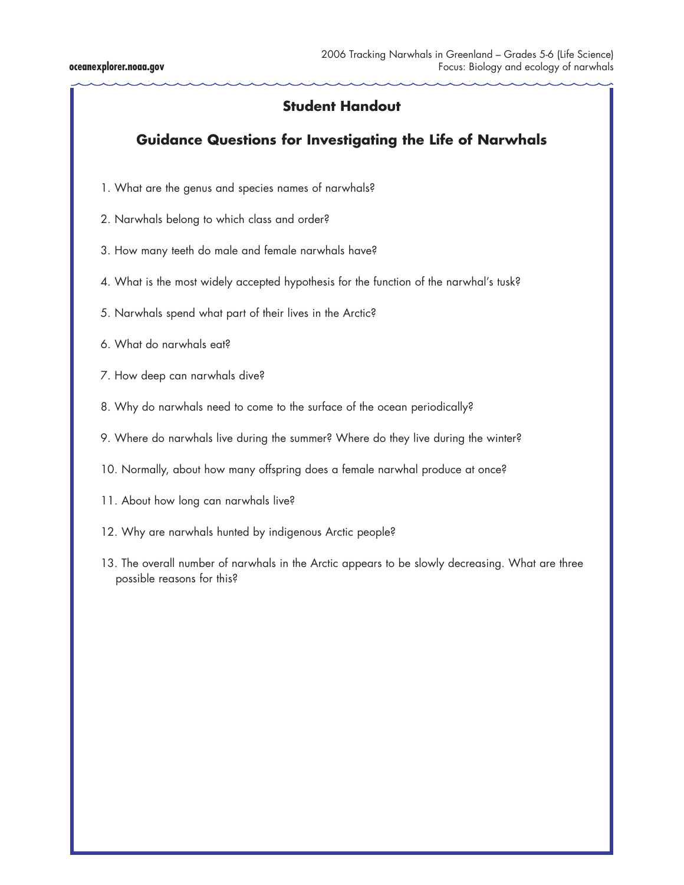## Student Handout

## Guidance Questions for Investigating the Life of Narwhals

1. What are the genus and species names of narwhals?
2. Narwhals belong to which class and order?
3. How many teeth do male and female narwhals have?
4. What is the most widely accepted hypothesis for the function of the narwhal's tusk?
5. Narwhals spend what part of their lives in the Arctic?
6. What do narwhals eat?
7. How deep can narwhals dive?
8. Why do narwhals need to come to the surface of the ocean periodically?
9. Where do narwhals live during the summer? Where do they live during the winter?
10. Normally, about how many offspring does a female narwhal produce at once?
11. About how long can narwhals live?
12. Why are narwhals hunted by indigenous Arctic people?
13. The overall number of narwhals in the Arctic appears to be slowly decreasing. What are three possible reasons for this?